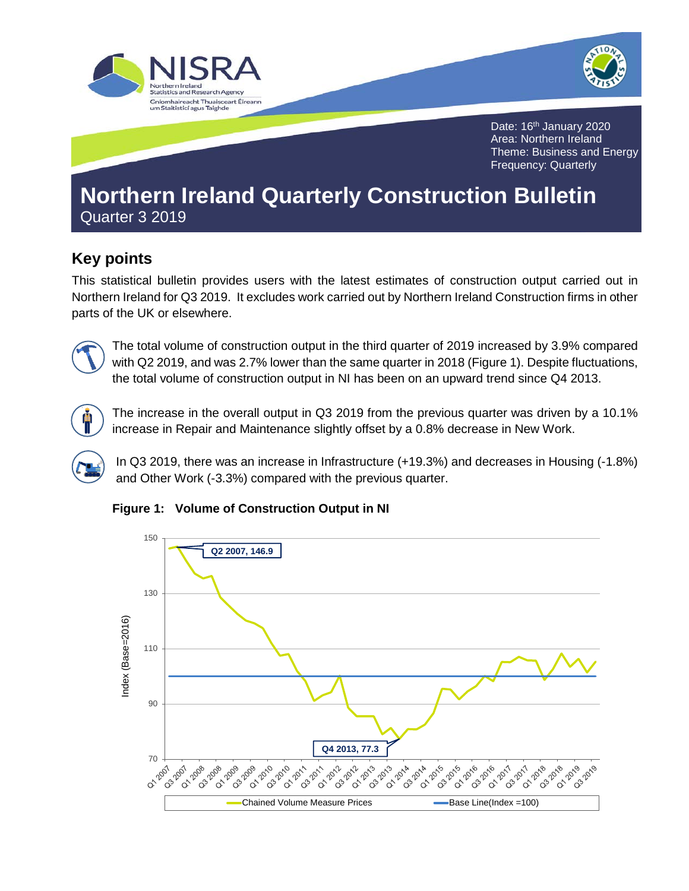Date: 16th January 2020
Area: Northern Ireland
Theme: Business and Energy
Frequency: Quarterly

# Northern Ireland Quarterly Construction Bulletin

Quarter 3 2019

## Key points

This statistical bulletin provides users with the latest estimates of construction output carried out in Northern Ireland for Q3 2019. It excludes work carried out by Northern Ireland Construction firms in other parts of the UK or elsewhere.

The total volume of construction output in the third quarter of 2019 increased by 3.9% compared with Q2 2019, and was 2.7% lower than the same quarter in 2018 (Figure 1). Despite fluctuations, the total volume of construction output in NI has been on an upward trend since Q4 2013.

The increase in the overall output in Q3 2019 from the previous quarter was driven by a 10.1% increase in Repair and Maintenance slightly offset by a 0.8% decrease in New Work.

In Q3 2019, there was an increase in Infrastructure (+19.3%) and decreases in Housing (-1.8%) and Other Work (-3.3%) compared with the previous quarter.

**Figure 1: Volume of Construction Output in NI**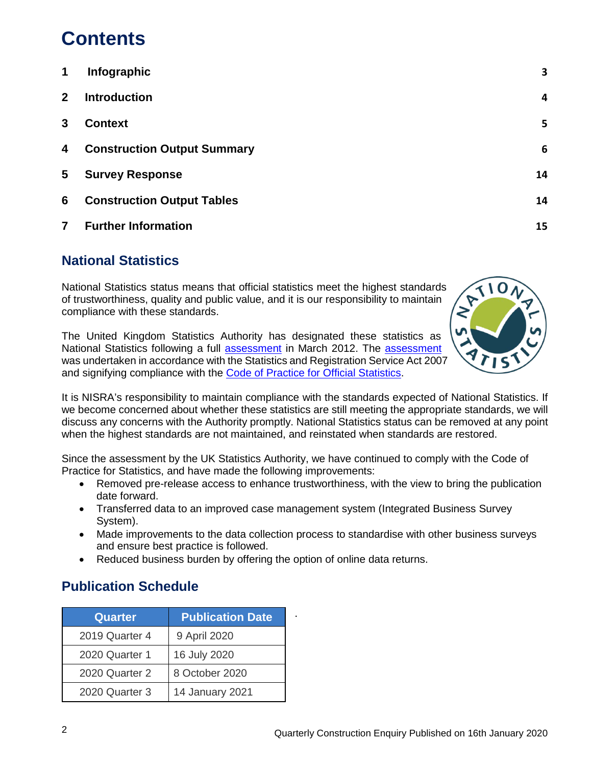# Contents

| | | |
|---|---|---|
| 1 | Infographic | 3 |
| 2 | Introduction | 4 |
| 3 | Context | 5 |
| 4 | Construction Output Summary | 6 |
| 5 | Survey Response | 14 |
| 6 | Construction Output Tables | 14 |
| 7 | Further Information | 15 |

## National Statistics

National Statistics status means that official statistics meet the highest standards of trustworthiness, quality and public value, and it is our responsibility to maintain compliance with these standards.

The United Kingdom Statistics Authority has designated these statistics as National Statistics following a full assessment in March 2012. The assessment was undertaken in accordance with the Statistics and Registration Service Act 2007 and signifying compliance with the Code of Practice for Official Statistics.

It is NISRA's responsibility to maintain compliance with the standards expected of National Statistics. If we become concerned about whether these statistics are still meeting the appropriate standards, we will discuss any concerns with the Authority promptly. National Statistics status can be removed at any point when the highest standards are not maintained, and reinstated when standards are restored.

Since the assessment by the UK Statistics Authority, we have continued to comply with the Code of Practice for Statistics, and have made the following improvements:

- Removed pre-release access to enhance trustworthiness, with the view to bring the publication date forward.
- Transferred data to an improved case management system (Integrated Business Survey System).
- Made improvements to the data collection process to standardise with other business surveys and ensure best practice is followed.
- Reduced business burden by offering the option of online data returns.

## Publication Schedule

| Quarter | Publication Date |
|---|---|
| 2019 Quarter 4 | 9 April 2020 |
| 2020 Quarter 1 | 16 July 2020 |
| 2020 Quarter 2 | 8 October 2020 |
| 2020 Quarter 3 | 14 January 2021 |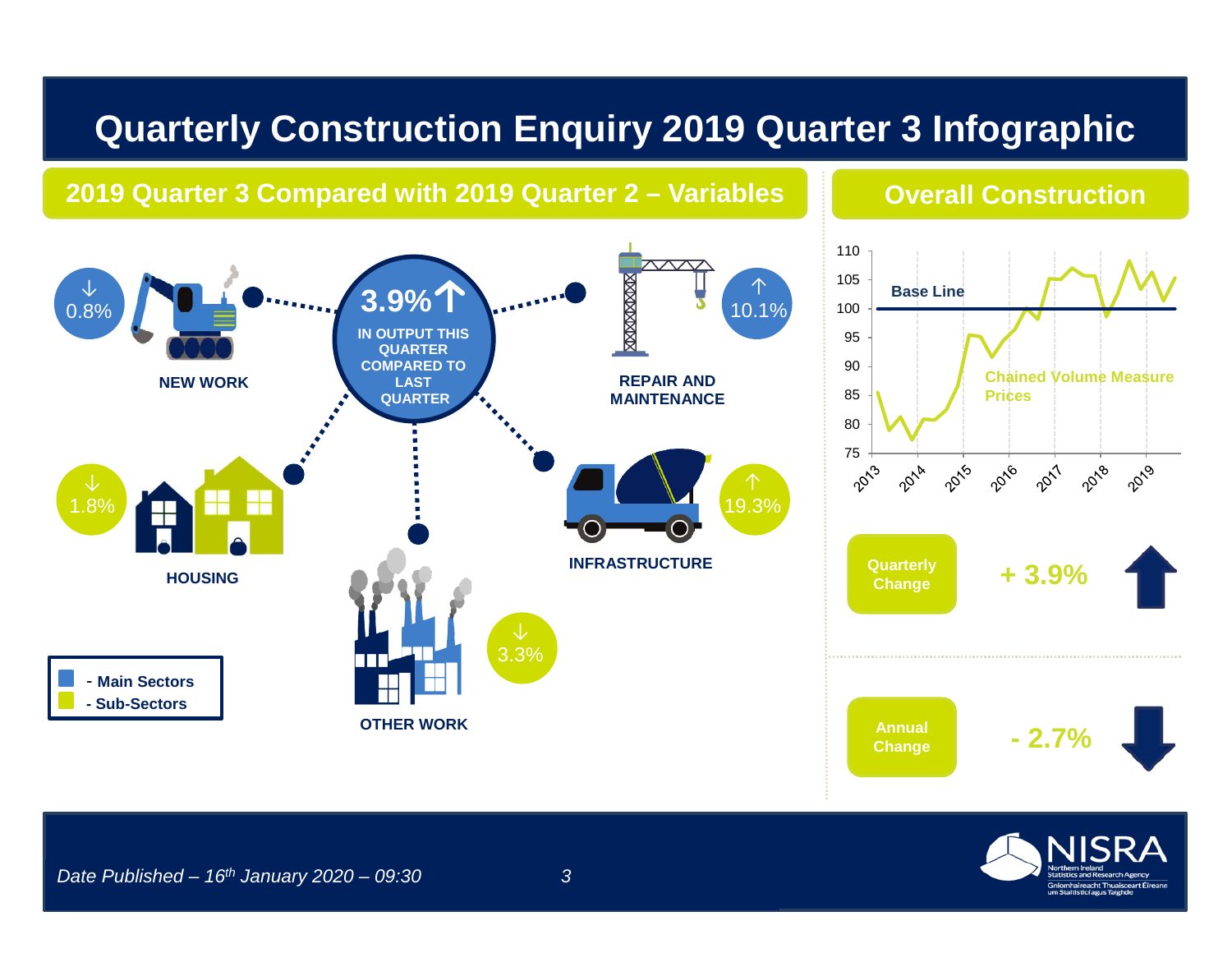# Quarterly Construction Enquiry 2019 Quarter 3 Infographic

## 2019 Quarter 3 Compared with 2019 Quarter 2 – Variables

**3.9%** ↑ IN OUTPUT THIS QUARTER COMPARED TO LAST QUARTER

- **NEW WORK** ↓ 0.8%
- **REPAIR AND MAINTENANCE** ↑ 10.1%
- **HOUSING** ↓ 1.8%
- **INFRASTRUCTURE** ↑ 19.3%
- **OTHER WORK** ↓ 3.3%

- Main Sectors
- Sub-Sectors

## Overall Construction

Base Line

Chained Volume Measure Prices

110, 105, 100, 95, 90, 85, 80, 75

2013, 2014, 2015, 2016, 2017, 2018, 2019

| | | |
|---|---|---|
| Quarterly Change | + 3.9% | ↑ |
| Annual Change | - 2.7% | ↓ |

*Date Published – 16th January 2020 – 09:30*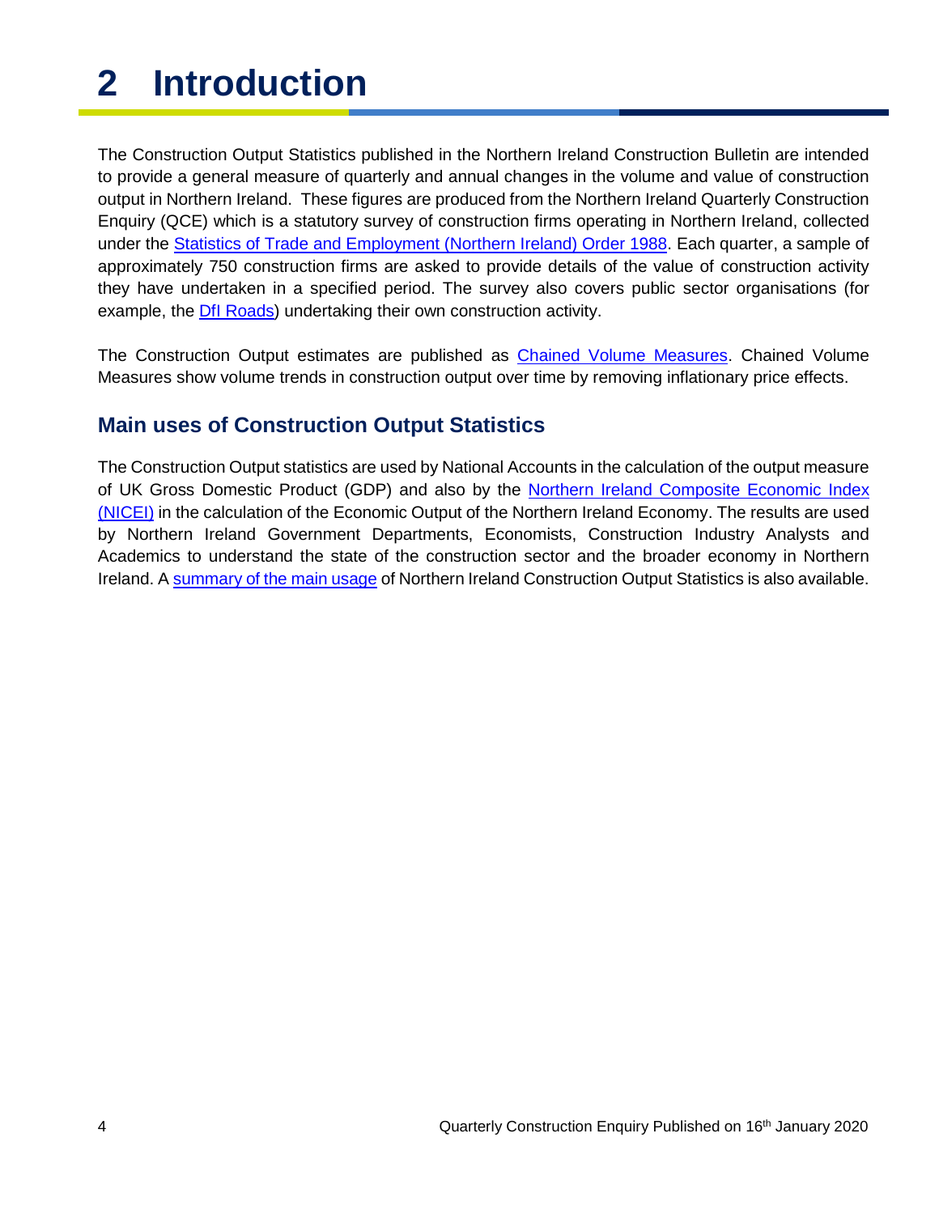# 2 Introduction

The Construction Output Statistics published in the Northern Ireland Construction Bulletin are intended to provide a general measure of quarterly and annual changes in the volume and value of construction output in Northern Ireland. These figures are produced from the Northern Ireland Quarterly Construction Enquiry (QCE) which is a statutory survey of construction firms operating in Northern Ireland, collected under the Statistics of Trade and Employment (Northern Ireland) Order 1988. Each quarter, a sample of approximately 750 construction firms are asked to provide details of the value of construction activity they have undertaken in a specified period. The survey also covers public sector organisations (for example, the DfI Roads) undertaking their own construction activity.

The Construction Output estimates are published as Chained Volume Measures. Chained Volume Measures show volume trends in construction output over time by removing inflationary price effects.

## Main uses of Construction Output Statistics

The Construction Output statistics are used by National Accounts in the calculation of the output measure of UK Gross Domestic Product (GDP) and also by the Northern Ireland Composite Economic Index (NICEI) in the calculation of the Economic Output of the Northern Ireland Economy. The results are used by Northern Ireland Government Departments, Economists, Construction Industry Analysts and Academics to understand the state of the construction sector and the broader economy in Northern Ireland. A summary of the main usage of Northern Ireland Construction Output Statistics is also available.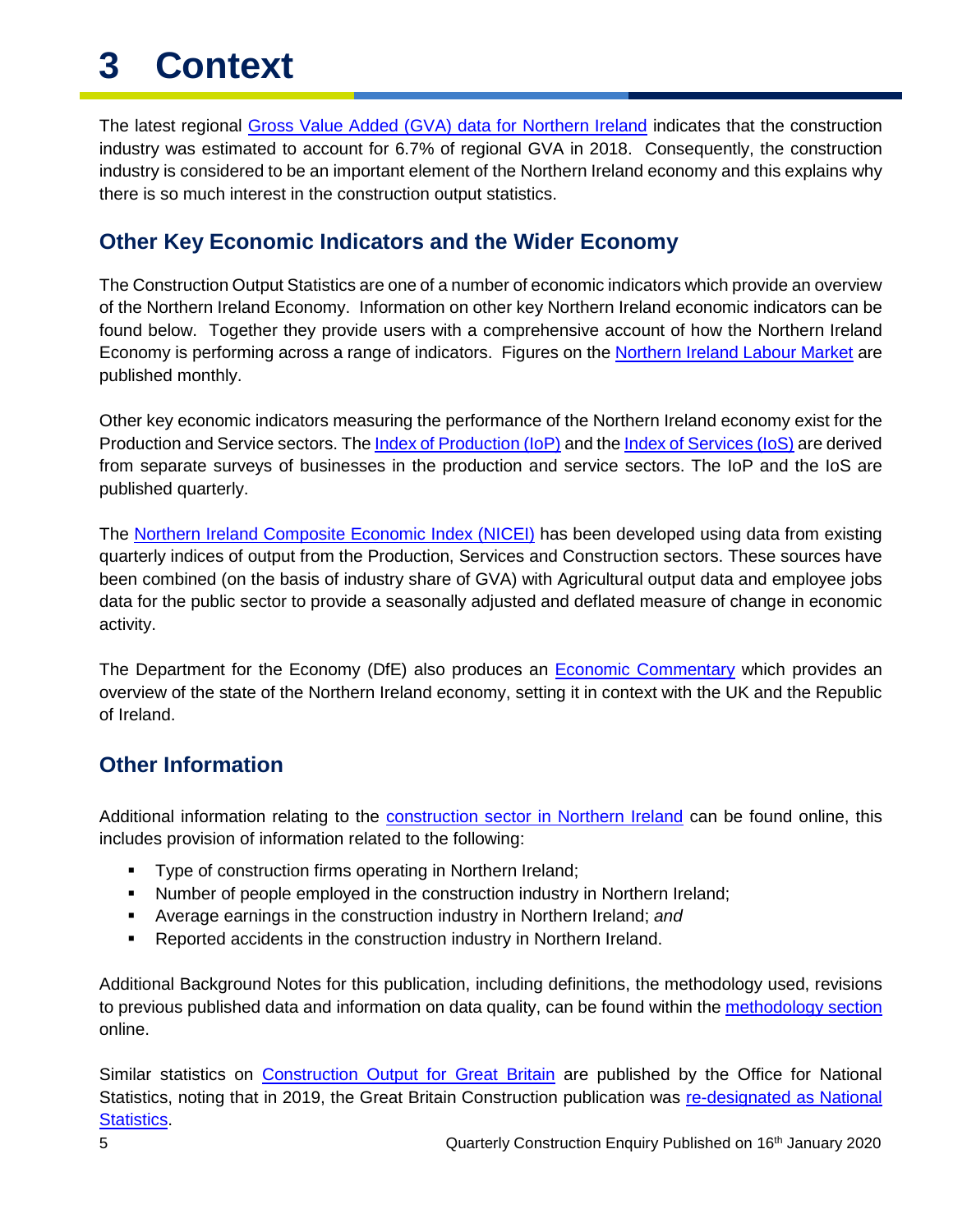# 3 Context

The latest regional Gross Value Added (GVA) data for Northern Ireland indicates that the construction industry was estimated to account for 6.7% of regional GVA in 2018. Consequently, the construction industry is considered to be an important element of the Northern Ireland economy and this explains why there is so much interest in the construction output statistics.

## Other Key Economic Indicators and the Wider Economy

The Construction Output Statistics are one of a number of economic indicators which provide an overview of the Northern Ireland Economy. Information on other key Northern Ireland economic indicators can be found below. Together they provide users with a comprehensive account of how the Northern Ireland Economy is performing across a range of indicators. Figures on the Northern Ireland Labour Market are published monthly.

Other key economic indicators measuring the performance of the Northern Ireland economy exist for the Production and Service sectors. The Index of Production (IoP) and the Index of Services (IoS) are derived from separate surveys of businesses in the production and service sectors. The IoP and the IoS are published quarterly.

The Northern Ireland Composite Economic Index (NICEI) has been developed using data from existing quarterly indices of output from the Production, Services and Construction sectors. These sources have been combined (on the basis of industry share of GVA) with Agricultural output data and employee jobs data for the public sector to provide a seasonally adjusted and deflated measure of change in economic activity.

The Department for the Economy (DfE) also produces an Economic Commentary which provides an overview of the state of the Northern Ireland economy, setting it in context with the UK and the Republic of Ireland.

## Other Information

Additional information relating to the construction sector in Northern Ireland can be found online, this includes provision of information related to the following:

- Type of construction firms operating in Northern Ireland;
- Number of people employed in the construction industry in Northern Ireland;
- Average earnings in the construction industry in Northern Ireland; *and*
- Reported accidents in the construction industry in Northern Ireland.

Additional Background Notes for this publication, including definitions, the methodology used, revisions to previous published data and information on data quality, can be found within the methodology section online.

Similar statistics on Construction Output for Great Britain are published by the Office for National Statistics, noting that in 2019, the Great Britain Construction publication was re-designated as National Statistics.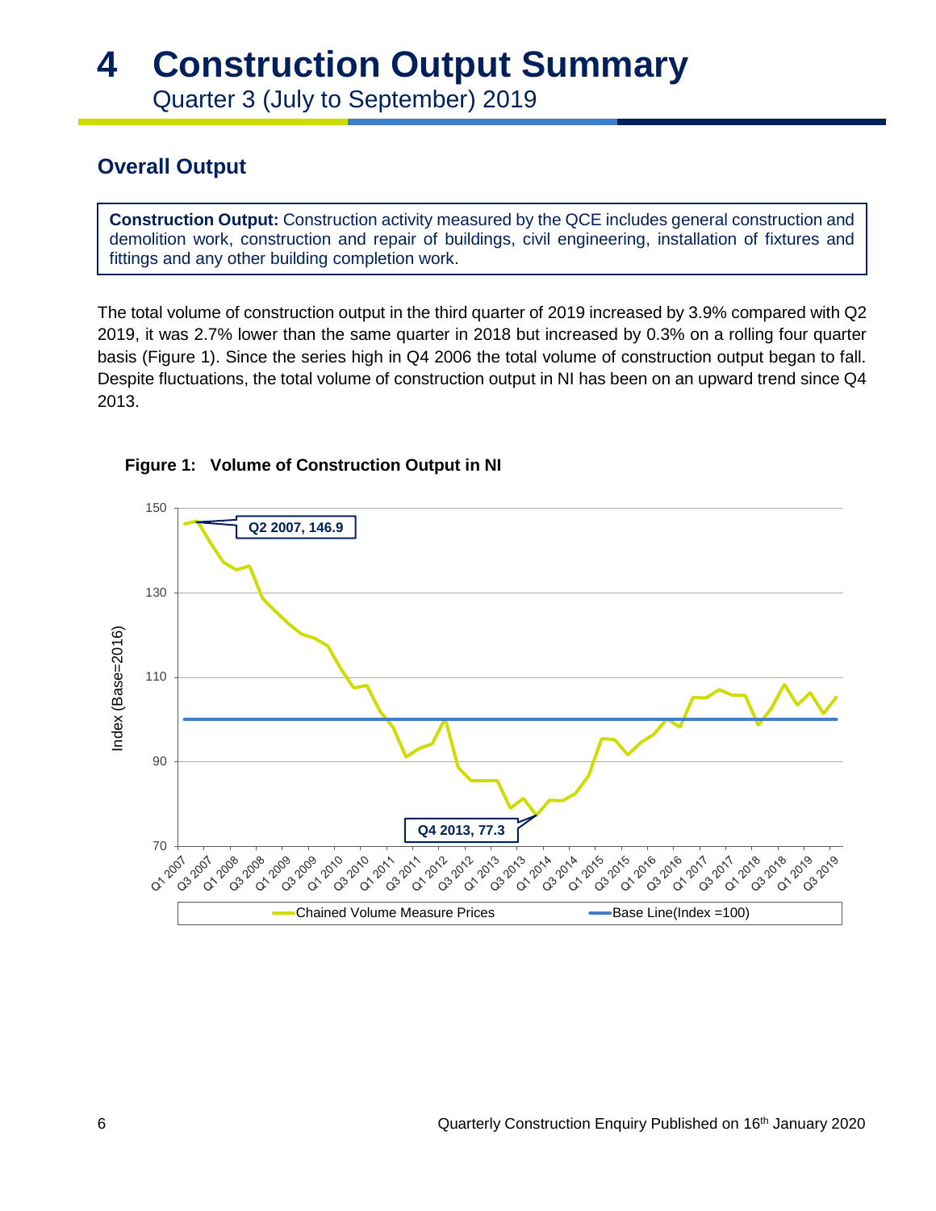# 4 Construction Output Summary

Quarter 3 (July to September) 2019

## Overall Output

**Construction Output:** Construction activity measured by the QCE includes general construction and demolition work, construction and repair of buildings, civil engineering, installation of fixtures and fittings and any other building completion work.

The total volume of construction output in the third quarter of 2019 increased by 3.9% compared with Q2 2019, it was 2.7% lower than the same quarter in 2018 but increased by 0.3% on a rolling four quarter basis (Figure 1). Since the series high in Q4 2006 the total volume of construction output began to fall. Despite fluctuations, the total volume of construction output in NI has been on an upward trend since Q4 2013.

**Figure 1: Volume of Construction Output in NI**

Annotations: Q2 2007, 146.9; Q4 2013, 77.3

Y-axis: Index (Base=2016)

Legend: Chained Volume Measure Prices; Base Line(Index =100)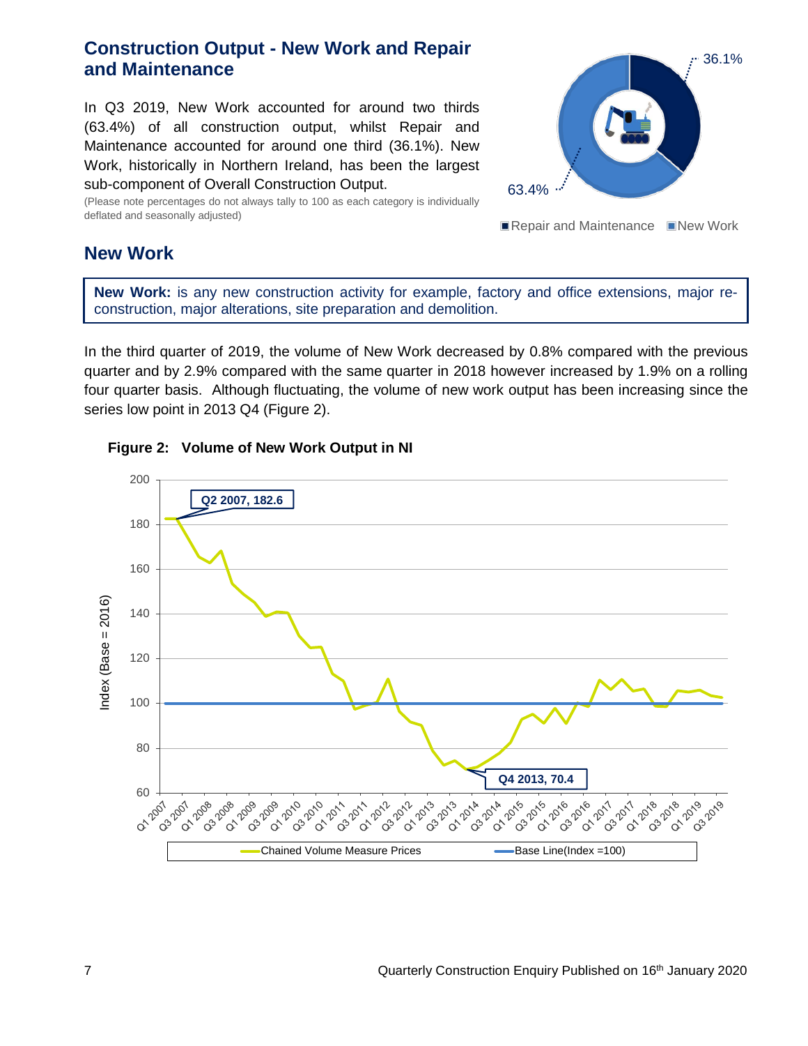## Construction Output - New Work and Repair and Maintenance

In Q3 2019, New Work accounted for around two thirds (63.4%) of all construction output, whilst Repair and Maintenance accounted for around one third (36.1%). New Work, historically in Northern Ireland, has been the largest sub-component of Overall Construction Output.

(Please note percentages do not always tally to 100 as each category is individually deflated and seasonally adjusted)

## New Work

**New Work:** is any new construction activity for example, factory and office extensions, major re-construction, major alterations, site preparation and demolition.

In the third quarter of 2019, the volume of New Work decreased by 0.8% compared with the previous quarter and by 2.9% compared with the same quarter in 2018 however increased by 1.9% on a rolling four quarter basis. Although fluctuating, the volume of new work output has been increasing since the series low point in 2013 Q4 (Figure 2).

**Figure 2: Volume of New Work Output in NI**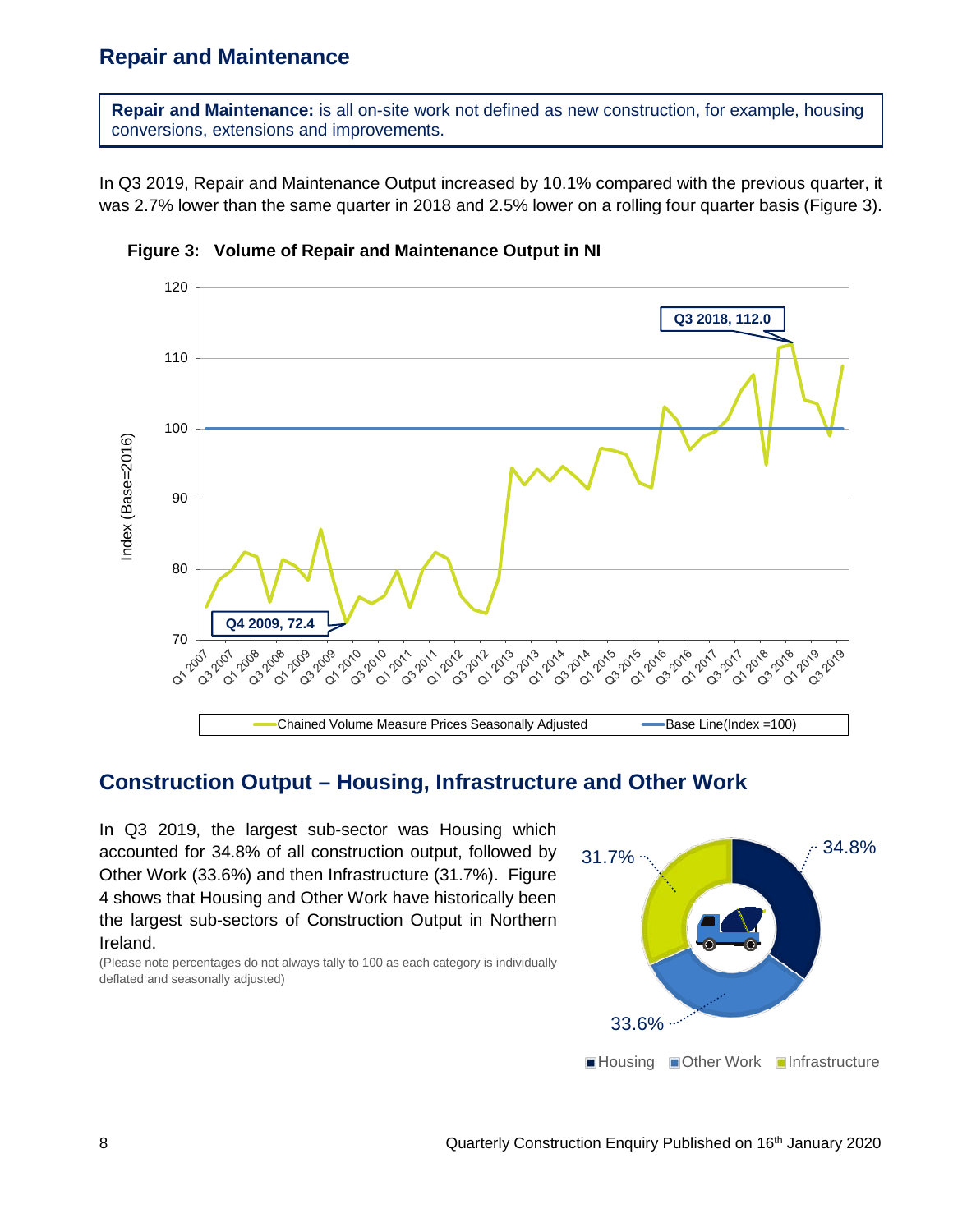## Repair and Maintenance

**Repair and Maintenance:** is all on-site work not defined as new construction, for example, housing conversions, extensions and improvements.

In Q3 2019, Repair and Maintenance Output increased by 10.1% compared with the previous quarter, it was 2.7% lower than the same quarter in 2018 and 2.5% lower on a rolling four quarter basis (Figure 3).

**Figure 3: Volume of Repair and Maintenance Output in NI**

## Construction Output – Housing, Infrastructure and Other Work

In Q3 2019, the largest sub-sector was Housing which accounted for 34.8% of all construction output, followed by Other Work (33.6%) and then Infrastructure (31.7%). Figure 4 shows that Housing and Other Work have historically been the largest sub-sectors of Construction Output in Northern Ireland.

(Please note percentages do not always tally to 100 as each category is individually deflated and seasonally adjusted)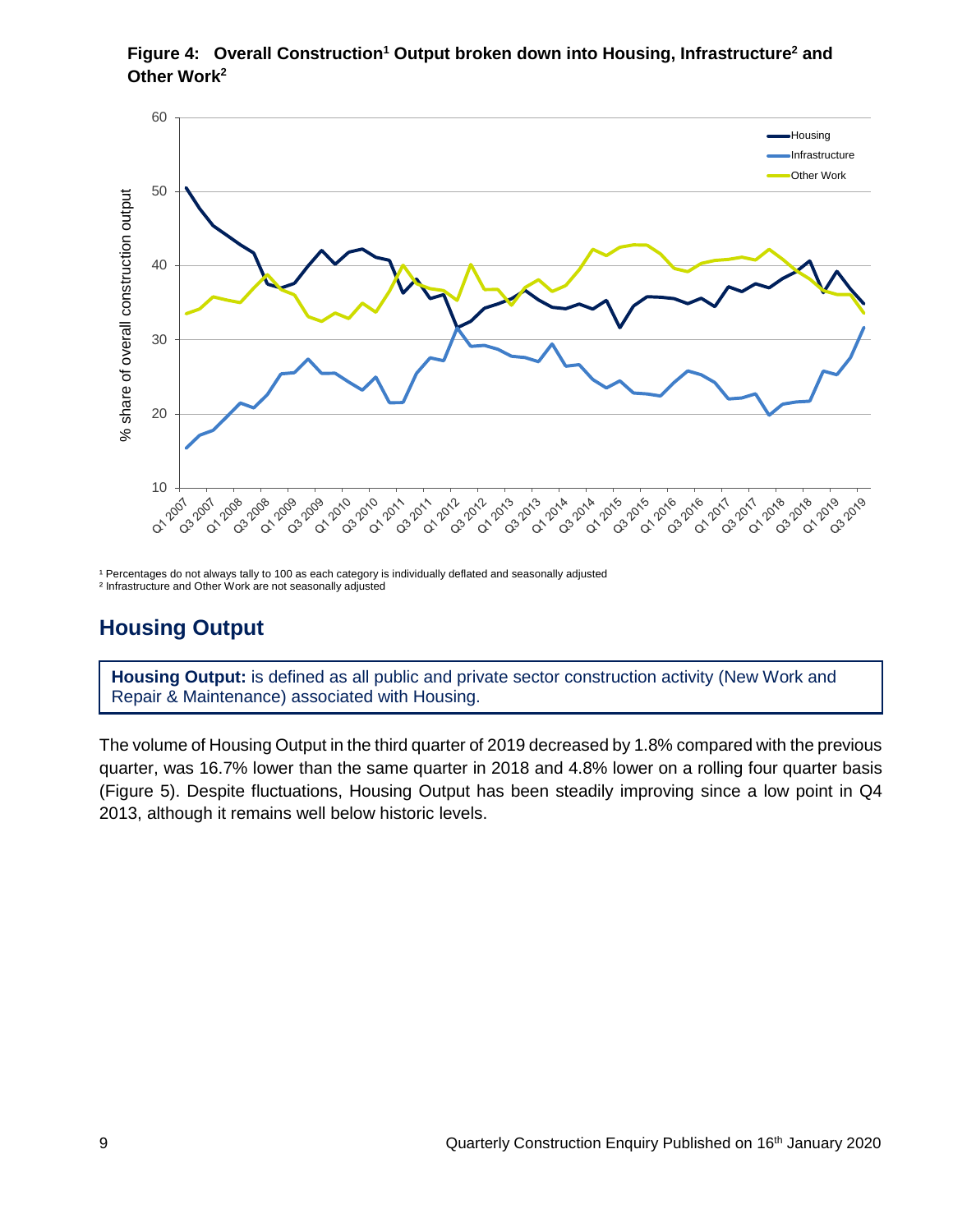**Figure 4: Overall Construction[1] Output broken down into Housing, Infrastructure[2] and Other Work[2]**

[1] Percentages do not always tally to 100 as each category is individually deflated and seasonally adjusted
[2] Infrastructure and Other Work are not seasonally adjusted

## Housing Output

**Housing Output:** is defined as all public and private sector construction activity (New Work and Repair & Maintenance) associated with Housing.

The volume of Housing Output in the third quarter of 2019 decreased by 1.8% compared with the previous quarter, was 16.7% lower than the same quarter in 2018 and 4.8% lower on a rolling four quarter basis (Figure 5). Despite fluctuations, Housing Output has been steadily improving since a low point in Q4 2013, although it remains well below historic levels.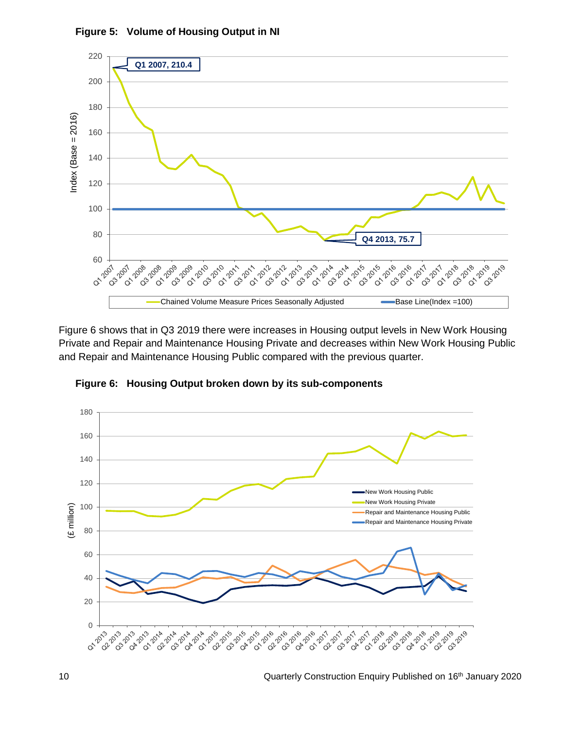**Figure 5: Volume of Housing Output in NI**

Figure 6 shows that in Q3 2019 there were increases in Housing output levels in New Work Housing Private and Repair and Maintenance Housing Private and decreases within New Work Housing Public and Repair and Maintenance Housing Public compared with the previous quarter.

**Figure 6: Housing Output broken down by its sub-components**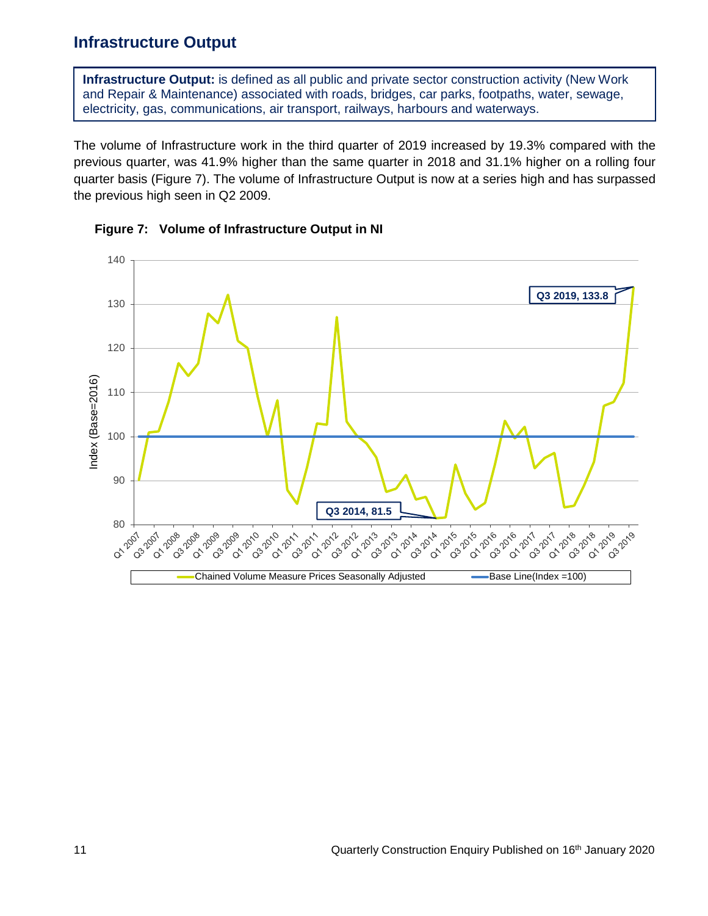## Infrastructure Output

**Infrastructure Output:** is defined as all public and private sector construction activity (New Work and Repair & Maintenance) associated with roads, bridges, car parks, footpaths, water, sewage, electricity, gas, communications, air transport, railways, harbours and waterways.

The volume of Infrastructure work in the third quarter of 2019 increased by 19.3% compared with the previous quarter, was 41.9% higher than the same quarter in 2018 and 31.1% higher on a rolling four quarter basis (Figure 7). The volume of Infrastructure Output is now at a series high and has surpassed the previous high seen in Q2 2009.

**Figure 7: Volume of Infrastructure Output in NI**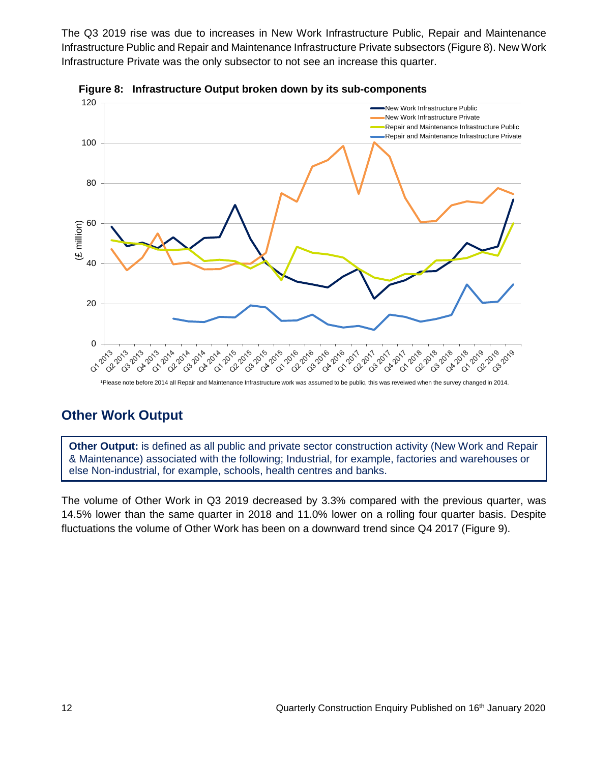The Q3 2019 rise was due to increases in New Work Infrastructure Public, Repair and Maintenance Infrastructure Public and Repair and Maintenance Infrastructure Private subsectors (Figure 8). New Work Infrastructure Private was the only subsector to not see an increase this quarter.

**Figure 8: Infrastructure Output broken down by its sub-components**

[1]Please note before 2014 all Repair and Maintenance Infrastructure work was assumed to be public, this was reveiwed when the survey changed in 2014.

## Other Work Output

**Other Output:** is defined as all public and private sector construction activity (New Work and Repair & Maintenance) associated with the following; Industrial, for example, factories and warehouses or else Non-industrial, for example, schools, health centres and banks.

The volume of Other Work in Q3 2019 decreased by 3.3% compared with the previous quarter, was 14.5% lower than the same quarter in 2018 and 11.0% lower on a rolling four quarter basis. Despite fluctuations the volume of Other Work has been on a downward trend since Q4 2017 (Figure 9).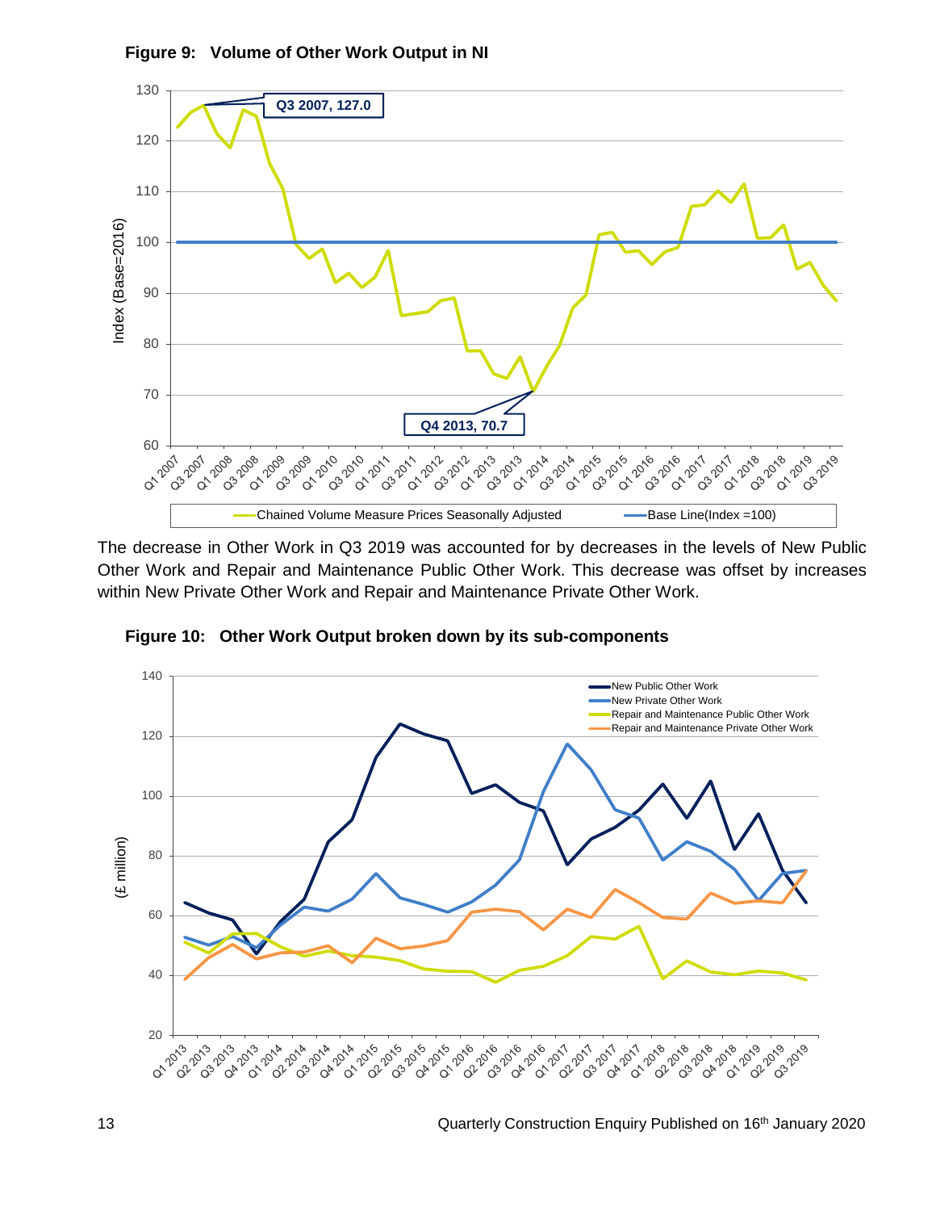**Figure 9: Volume of Other Work Output in NI**

The decrease in Other Work in Q3 2019 was accounted for by decreases in the levels of New Public Other Work and Repair and Maintenance Public Other Work. This decrease was offset by increases within New Private Other Work and Repair and Maintenance Private Other Work.

**Figure 10: Other Work Output broken down by its sub-components**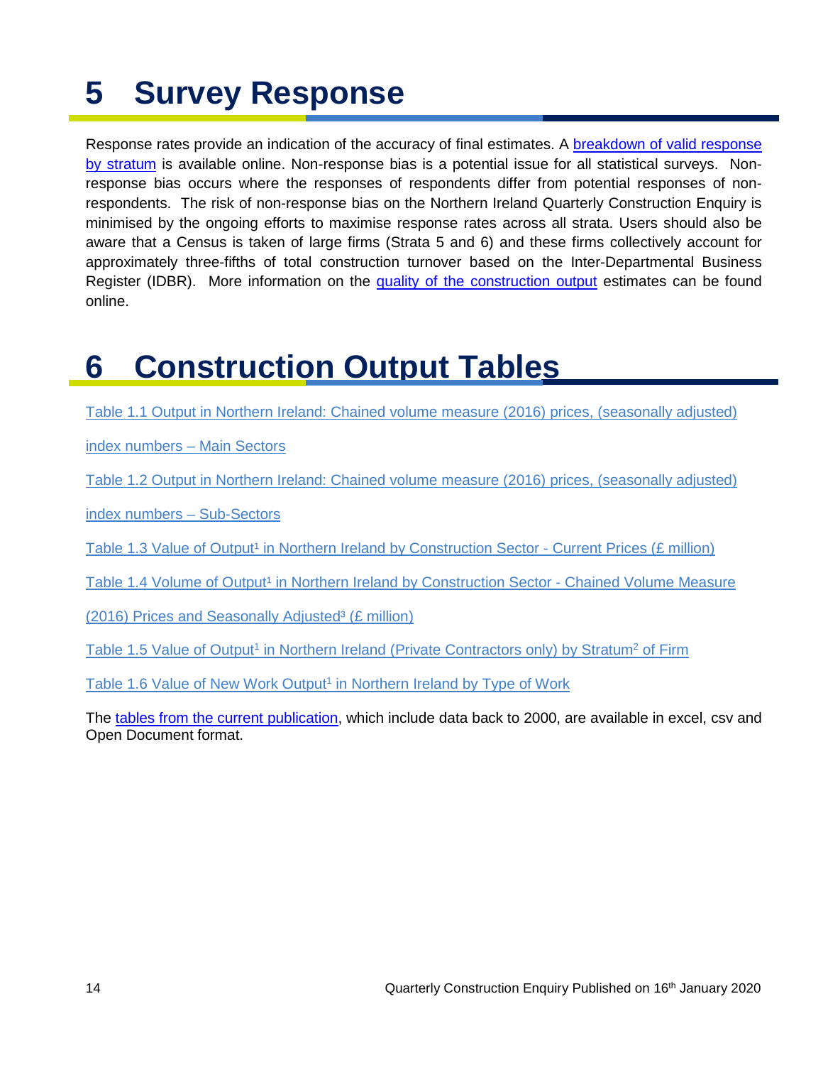# 5 Survey Response

Response rates provide an indication of the accuracy of final estimates. A breakdown of valid response by stratum is available online. Non-response bias is a potential issue for all statistical surveys. Non-response bias occurs where the responses of respondents differ from potential responses of non-respondents. The risk of non-response bias on the Northern Ireland Quarterly Construction Enquiry is minimised by the ongoing efforts to maximise response rates across all strata. Users should also be aware that a Census is taken of large firms (Strata 5 and 6) and these firms collectively account for approximately three-fifths of total construction turnover based on the Inter-Departmental Business Register (IDBR). More information on the quality of the construction output estimates can be found online.

# 6 Construction Output Tables

Table 1.1 Output in Northern Ireland: Chained volume measure (2016) prices, (seasonally adjusted) index numbers – Main Sectors

Table 1.2 Output in Northern Ireland: Chained volume measure (2016) prices, (seasonally adjusted) index numbers – Sub-Sectors

Table 1.3 Value of Output[1] in Northern Ireland by Construction Sector - Current Prices (£ million)

Table 1.4 Volume of Output[1] in Northern Ireland by Construction Sector - Chained Volume Measure (2016) Prices and Seasonally Adjusted[3] (£ million)

Table 1.5 Value of Output[1] in Northern Ireland (Private Contractors only) by Stratum[2] of Firm

Table 1.6 Value of New Work Output[1] in Northern Ireland by Type of Work

The tables from the current publication, which include data back to 2000, are available in excel, csv and Open Document format.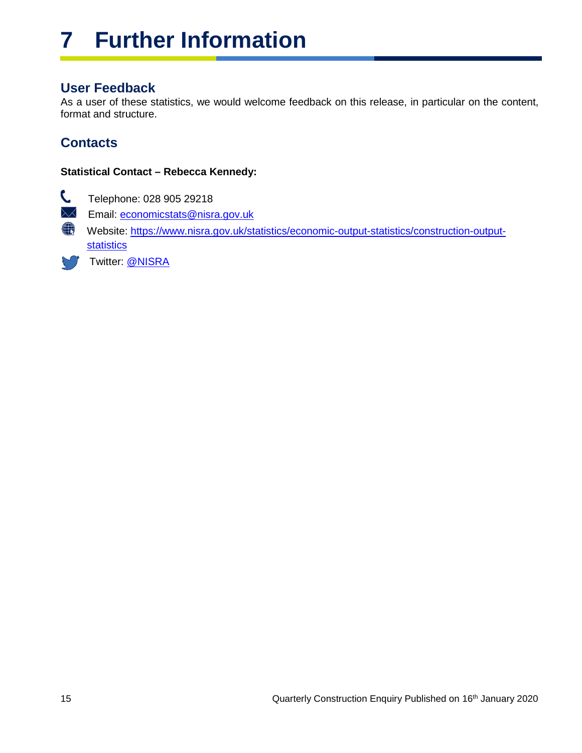# 7 Further Information

## User Feedback

As a user of these statistics, we would welcome feedback on this release, in particular on the content, format and structure.

## Contacts

**Statistical Contact – Rebecca Kennedy:**

Telephone: 028 905 29218

Email: economicstats@nisra.gov.uk

Website: https://www.nisra.gov.uk/statistics/economic-output-statistics/construction-output-statistics

Twitter: @NISRA